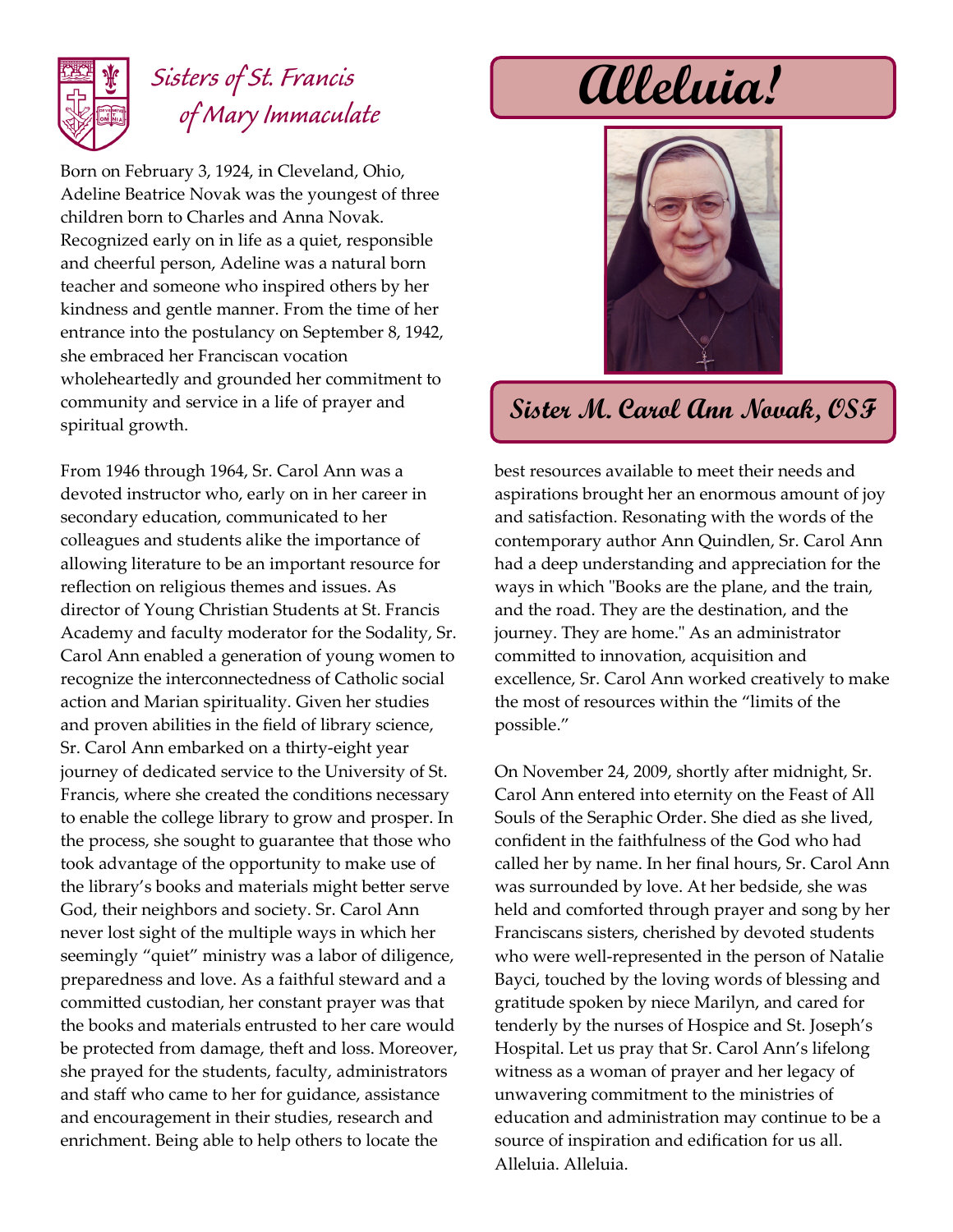Sisters of St. Francis of Mary Immaculate

# Alleluia!

## Sister M. Carol Ann Novak, OSF

Born on February 3, 1924, in Cleveland, Ohio, Adeline Beatrice Novak was the youngest of three children born to Charles and Anna Novak. Recognized early on in life as a quiet, responsible and cheerful person, Adeline was a natural born teacher and someone who inspired others by her kindness and gentle manner. From the time of her entrance into the postulancy on September 8, 1942, she embraced her Franciscan vocation wholeheartedly and grounded her commitment to community and service in a life of prayer and spiritual growth.

From 1946 through 1964, Sr. Carol Ann was a devoted instructor who, early on in her career in secondary education, communicated to her colleagues and students alike the importance of allowing literature to be an important resource for reflection on religious themes and issues. As director of Young Christian Students at St. Francis Academy and faculty moderator for the Sodality, Sr. Carol Ann enabled a generation of young women to recognize the interconnectedness of Catholic social action and Marian spirituality. Given her studies and proven abilities in the field of library science, Sr. Carol Ann embarked on a thirty-eight year journey of dedicated service to the University of St. Francis, where she created the conditions necessary to enable the college library to grow and prosper. In the process, she sought to guarantee that those who took advantage of the opportunity to make use of the library's books and materials might better serve God, their neighbors and society. Sr. Carol Ann never lost sight of the multiple ways in which her seemingly "quiet" ministry was a labor of diligence, preparedness and love. As a faithful steward and a committed custodian, her constant prayer was that the books and materials entrusted to her care would be protected from damage, theft and loss. Moreover, she prayed for the students, faculty, administrators and staff who came to her for guidance, assistance and encouragement in their studies, research and enrichment. Being able to help others to locate the best resources available to meet their needs and aspirations brought her an enormous amount of joy and satisfaction. Resonating with the words of the contemporary author Ann Quindlen, Sr. Carol Ann had a deep understanding and appreciation for the ways in which "Books are the plane, and the train, and the road. They are the destination, and the journey. They are home." As an administrator committed to innovation, acquisition and excellence, Sr. Carol Ann worked creatively to make the most of resources within the "limits of the possible."

On November 24, 2009, shortly after midnight, Sr. Carol Ann entered into eternity on the Feast of All Souls of the Seraphic Order. She died as she lived, confident in the faithfulness of the God who had called her by name. In her final hours, Sr. Carol Ann was surrounded by love. At her bedside, she was held and comforted through prayer and song by her Franciscans sisters, cherished by devoted students who were well-represented in the person of Natalie Bayci, touched by the loving words of blessing and gratitude spoken by niece Marilyn, and cared for tenderly by the nurses of Hospice and St. Joseph's Hospital. Let us pray that Sr. Carol Ann's lifelong witness as a woman of prayer and her legacy of unwavering commitment to the ministries of education and administration may continue to be a source of inspiration and edification for us all. Alleluia. Alleluia.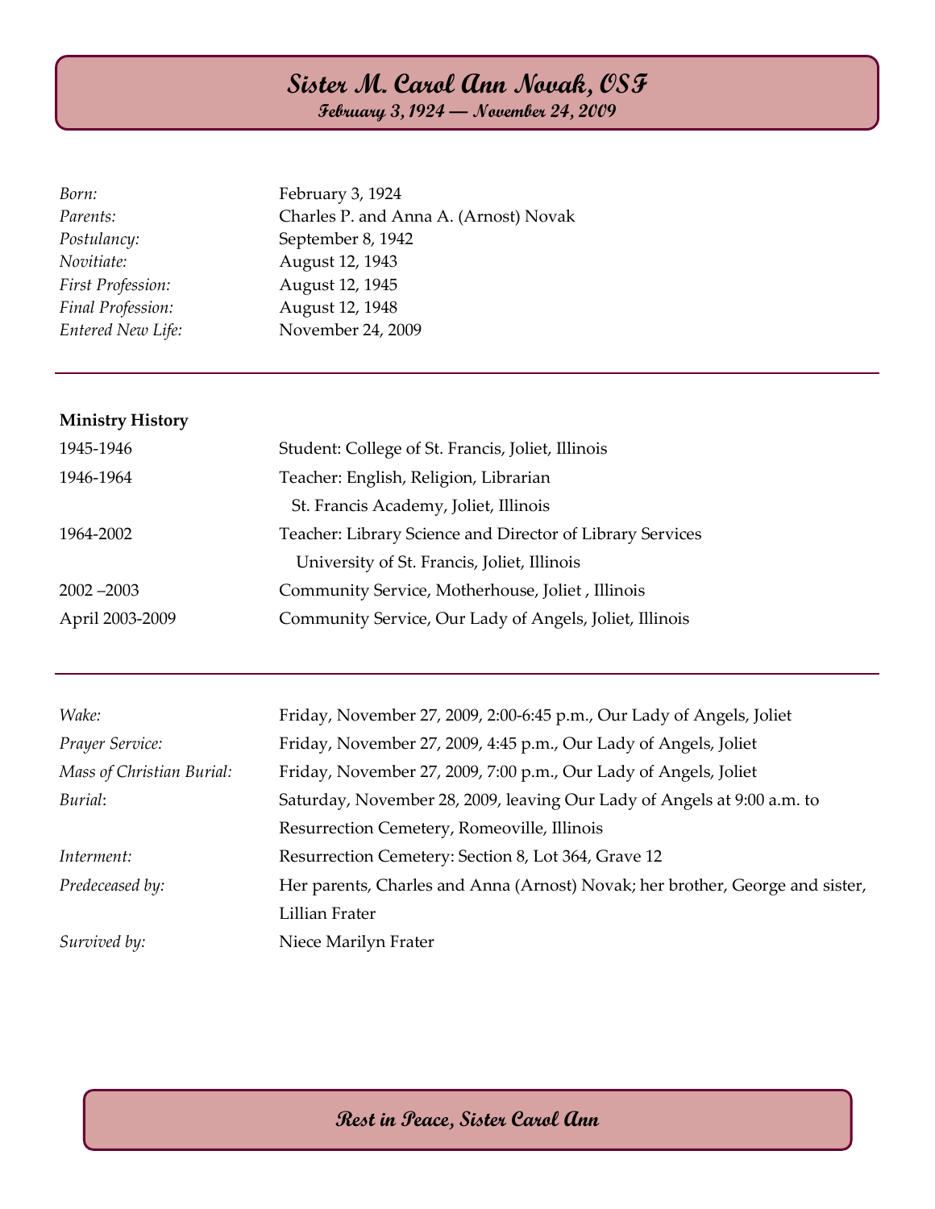# Sister M. Carol Ann Novak, OSF

**February 3, 1924 — November 24, 2009**

| | |
|---|---|
| *Born:* | February 3, 1924 |
| *Parents:* | Charles P. and Anna A. (Arnost) Novak |
| *Postulancy:* | September 8, 1942 |
| *Novitiate:* | August 12, 1943 |
| *First Profession:* | August 12, 1945 |
| *Final Profession:* | August 12, 1948 |
| *Entered New Life:* | November 24, 2009 |

---

**Ministry History**

| | |
|---|---|
| 1945-1946 | Student: College of St. Francis, Joliet, Illinois |
| 1946-1964 | Teacher: English, Religion, Librarian St. Francis Academy, Joliet, Illinois |
| 1964-2002 | Teacher: Library Science and Director of Library Services University of St. Francis, Joliet, Illinois |
| 2002 –2003 | Community Service, Motherhouse, Joliet , Illinois |
| April 2003-2009 | Community Service, Our Lady of Angels, Joliet, Illinois |

---

| | |
|---|---|
| *Wake:* | Friday, November 27, 2009, 2:00-6:45 p.m., Our Lady of Angels, Joliet |
| *Prayer Service:* | Friday, November 27, 2009, 4:45 p.m., Our Lady of Angels, Joliet |
| *Mass of Christian Burial:* | Friday, November 27, 2009, 7:00 p.m., Our Lady of Angels, Joliet |
| *Burial*: | Saturday, November 28, 2009, leaving Our Lady of Angels at 9:00 a.m. to Resurrection Cemetery, Romeoville, Illinois |
| *Interment:* | Resurrection Cemetery: Section 8, Lot 364, Grave 12 |
| *Predeceased by:* | Her parents, Charles and Anna (Arnost) Novak; her brother, George and sister, Lillian Frater |
| *Survived by:* | Niece Marilyn Frater |

**Rest in Peace, Sister Carol Ann**